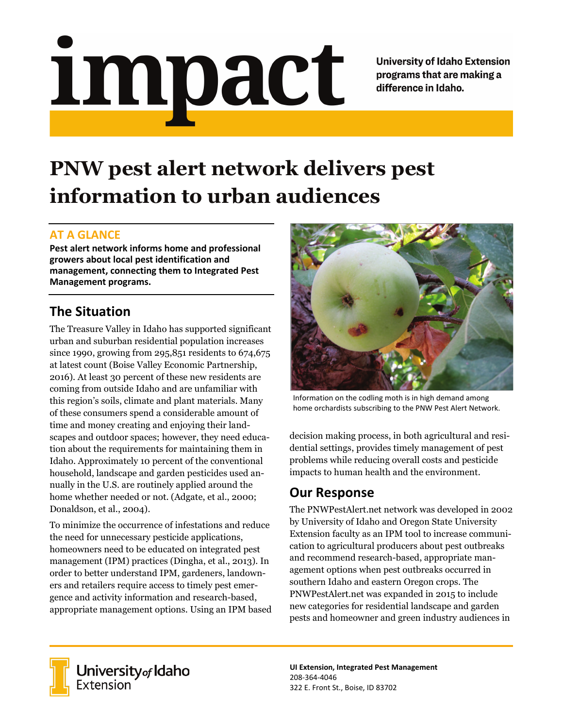# impact

**University of Idaho Extension programs that are making a difference in Idaho.**

# PNW pest alert network delivers pest information to urban audiences

## AT A GLANCE

**Pest alert network informs home and professional growers about local pest identification and management, connecting them to Integrated Pest Management programs.**

## The Situation

The Treasure Valley in Idaho has supported significant urban and suburban residential population increases since 1990, growing from 295,851 residents to 674,675 at latest count (Boise Valley Economic Partnership, 2016). At least 30 percent of these new residents are coming from outside Idaho and are unfamiliar with this region's soils, climate and plant materials. Many of these consumers spend a considerable amount of time and money creating and enjoying their landscapes and outdoor spaces; however, they need education about the requirements for maintaining them in Idaho. Approximately 10 percent of the conventional household, landscape and garden pesticides used annually in the U.S. are routinely applied around the home whether needed or not. (Adgate, et al., 2000; Donaldson, et al., 2004).

To minimize the occurrence of infestations and reduce the need for unnecessary pesticide applications, homeowners need to be educated on integrated pest management (IPM) practices (Dingha, et al., 2013). In order to better understand IPM, gardeners, landowners and retailers require access to timely pest emergence and activity information and research-based, appropriate management options. Using an IPM based decision making process, in both agricultural and residential settings, provides timely management of pest problems while reducing overall costs and pesticide impacts to human health and the environment.

Information on the codling moth is in high demand among home orchardists subscribing to the PNW Pest Alert Network.

## Our Response

The PNWPestAlert.net network was developed in 2002 by University of Idaho and Oregon State University Extension faculty as an IPM tool to increase communication to agricultural producers about pest outbreaks and recommend research-based, appropriate management options when pest outbreaks occurred in southern Idaho and eastern Oregon crops. The PNWPestAlert.net was expanded in 2015 to include new categories for residential landscape and garden pests and homeowner and green industry audiences in

University of Idaho Extension

**UI Extension, Integrated Pest Management**
208-364-4046
322 E. Front St., Boise, ID 83702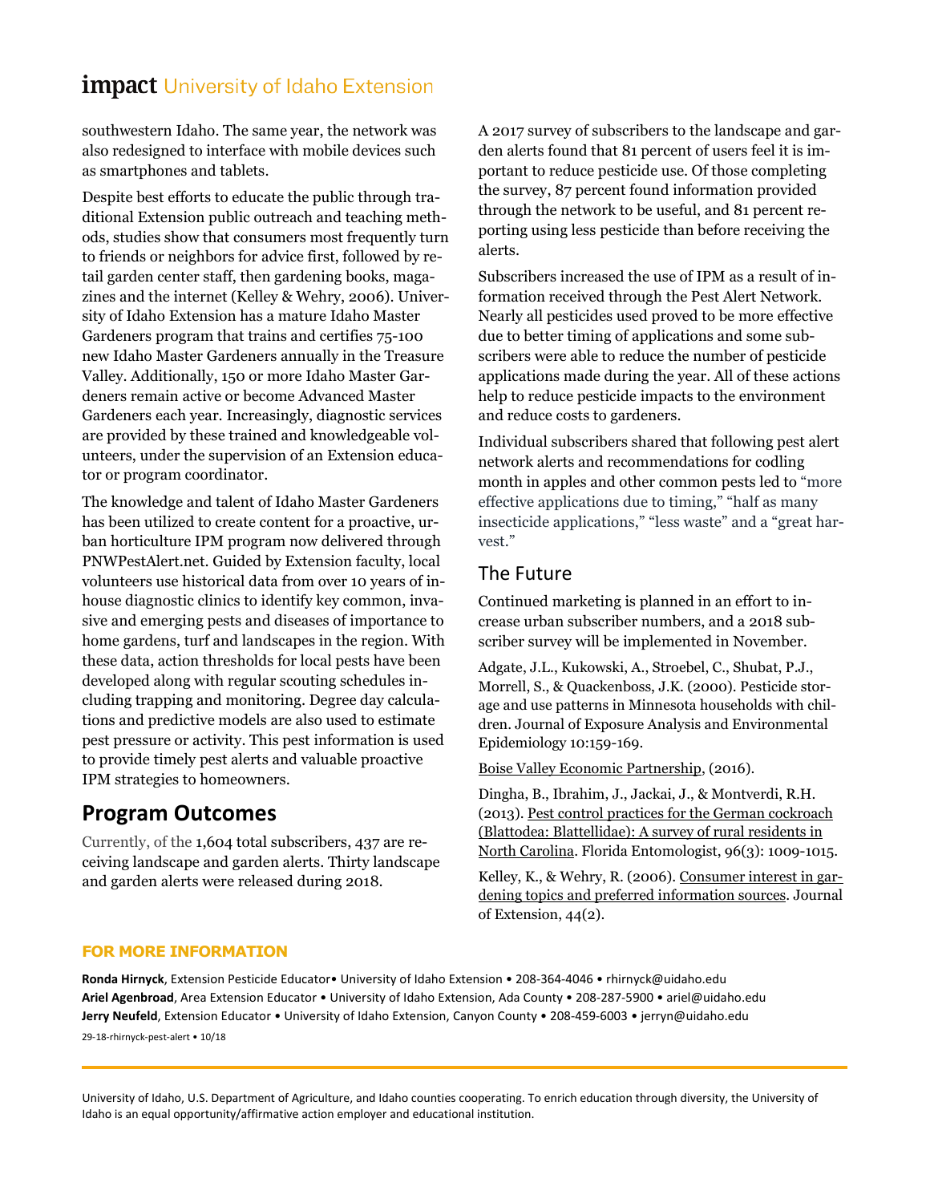southwestern Idaho. The same year, the network was also redesigned to interface with mobile devices such as smartphones and tablets.

Despite best efforts to educate the public through traditional Extension public outreach and teaching methods, studies show that consumers most frequently turn to friends or neighbors for advice first, followed by retail garden center staff, then gardening books, magazines and the internet (Kelley & Wehry, 2006). University of Idaho Extension has a mature Idaho Master Gardeners program that trains and certifies 75-100 new Idaho Master Gardeners annually in the Treasure Valley. Additionally, 150 or more Idaho Master Gardeners remain active or become Advanced Master Gardeners each year. Increasingly, diagnostic services are provided by these trained and knowledgeable volunteers, under the supervision of an Extension educator or program coordinator.

The knowledge and talent of Idaho Master Gardeners has been utilized to create content for a proactive, urban horticulture IPM program now delivered through PNWPestAlert.net. Guided by Extension faculty, local volunteers use historical data from over 10 years of in-house diagnostic clinics to identify key common, invasive and emerging pests and diseases of importance to home gardens, turf and landscapes in the region. With these data, action thresholds for local pests have been developed along with regular scouting schedules including trapping and monitoring. Degree day calculations and predictive models are also used to estimate pest pressure or activity. This pest information is used to provide timely pest alerts and valuable proactive IPM strategies to homeowners.

## Program Outcomes

Currently, of the 1,604 total subscribers, 437 are receiving landscape and garden alerts. Thirty landscape and garden alerts were released during 2018.

A 2017 survey of subscribers to the landscape and garden alerts found that 81 percent of users feel it is important to reduce pesticide use. Of those completing the survey, 87 percent found information provided through the network to be useful, and 81 percent reporting using less pesticide than before receiving the alerts.

Subscribers increased the use of IPM as a result of information received through the Pest Alert Network. Nearly all pesticides used proved to be more effective due to better timing of applications and some subscribers were able to reduce the number of pesticide applications made during the year. All of these actions help to reduce pesticide impacts to the environment and reduce costs to gardeners.

Individual subscribers shared that following pest alert network alerts and recommendations for codling month in apples and other common pests led to "more effective applications due to timing," "half as many insecticide applications," "less waste" and a "great harvest."

## The Future

Continued marketing is planned in an effort to increase urban subscriber numbers, and a 2018 subscriber survey will be implemented in November.

Adgate, J.L., Kukowski, A., Stroebel, C., Shubat, P.J., Morrell, S., & Quackenboss, J.K. (2000). Pesticide storage and use patterns in Minnesota households with children. Journal of Exposure Analysis and Environmental Epidemiology 10:159-169.

Boise Valley Economic Partnership, (2016).

Dingha, B., Ibrahim, J., Jackai, J., & Montverdi, R.H. (2013). Pest control practices for the German cockroach (Blattodea: Blattellidae): A survey of rural residents in North Carolina. Florida Entomologist, 96(3): 1009-1015.

Kelley, K., & Wehry, R. (2006). Consumer interest in gardening topics and preferred information sources. Journal of Extension, 44(2).

### FOR MORE INFORMATION

**Ronda Hirnyck**, Extension Pesticide Educator• University of Idaho Extension • 208-364-4046 • rhirnyck@uidaho.edu
**Ariel Agenbroad**, Area Extension Educator • University of Idaho Extension, Ada County • 208-287-5900 • ariel@uidaho.edu
**Jerry Neufeld**, Extension Educator • University of Idaho Extension, Canyon County • 208-459-6003 • jerryn@uidaho.edu

29-18-rhirnyck-pest-alert • 10/18

University of Idaho, U.S. Department of Agriculture, and Idaho counties cooperating. To enrich education through diversity, the University of Idaho is an equal opportunity/affirmative action employer and educational institution.